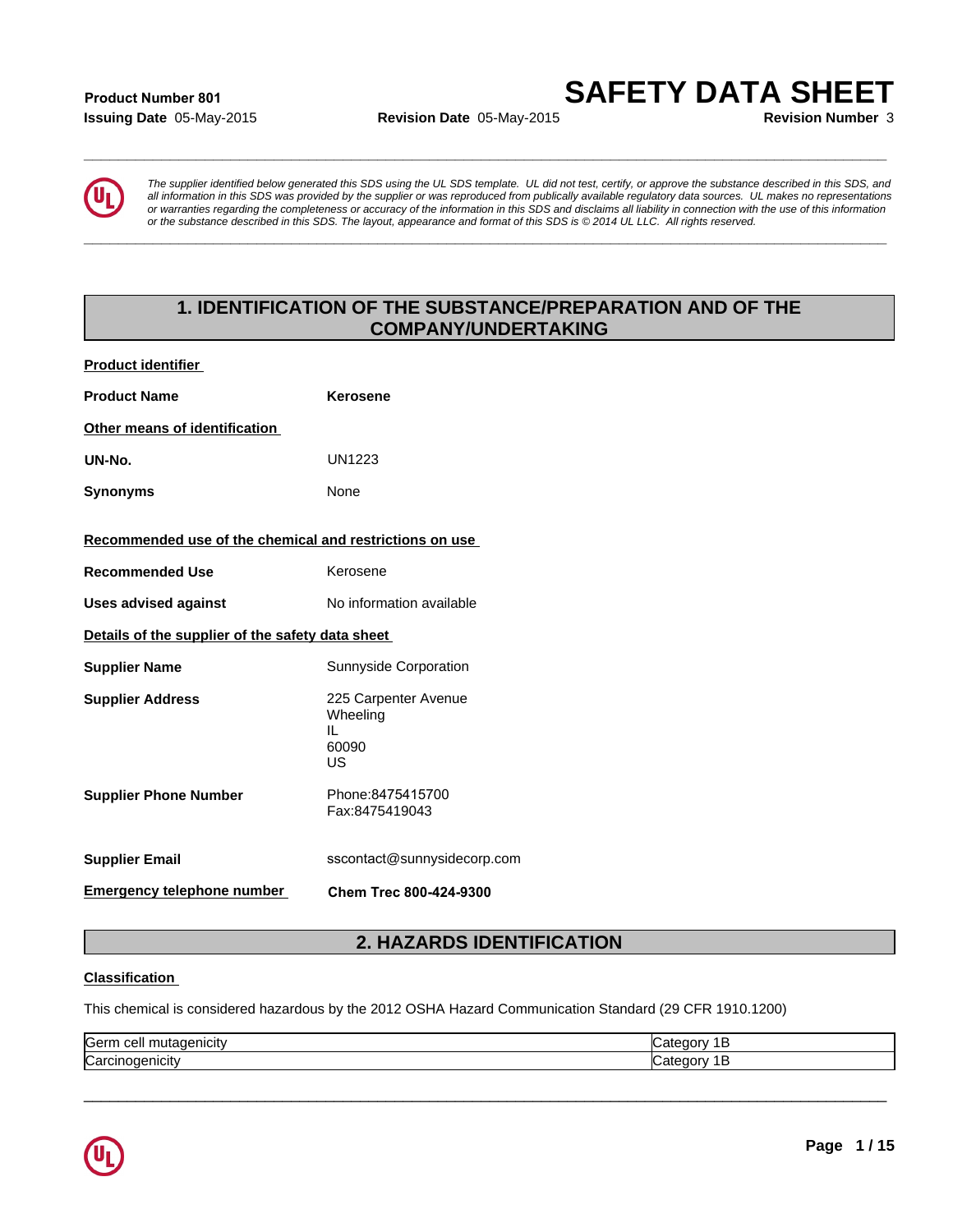**Product Number 801**
**Issuing Date** 05-May-2015 **Revision Date** 05-May-2015 **Revision Number** 3

# SAFETY DATA SHEET

*The supplier identified below generated this SDS using the UL SDS template. UL did not test, certify, or approve the substance described in this SDS, and all information in this SDS was provided by the supplier or was reproduced from publically available regulatory data sources. UL makes no representations or warranties regarding the completeness or accuracy of the information in this SDS and disclaims all liability in connection with the use of this information or the substance described in this SDS. The layout, appearance and format of this SDS is © 2014 UL LLC. All rights reserved.*

## 1. IDENTIFICATION OF THE SUBSTANCE/PREPARATION AND OF THE COMPANY/UNDERTAKING

**Product identifier**

**Product Name** **Kerosene**

**Other means of identification**

**UN-No.** UN1223

**Synonyms** None

**Recommended use of the chemical and restrictions on use**

**Recommended Use** Kerosene

**Uses advised against** No information available

**Details of the supplier of the safety data sheet**

**Supplier Name** Sunnyside Corporation

**Supplier Address** 225 Carpenter Avenue
Wheeling
IL
60090
US

**Supplier Phone Number** Phone:8475415700
Fax:8475419043

**Supplier Email** sscontact@sunnysidecorp.com

**Emergency telephone number** **Chem Trec 800-424-9300**

## 2. HAZARDS IDENTIFICATION

**Classification**

This chemical is considered hazardous by the 2012 OSHA Hazard Communication Standard (29 CFR 1910.1200)

| | |
|---|---|
| Germ cell mutagenicity | Category 1B |
| Carcinogenicity | Category 1B |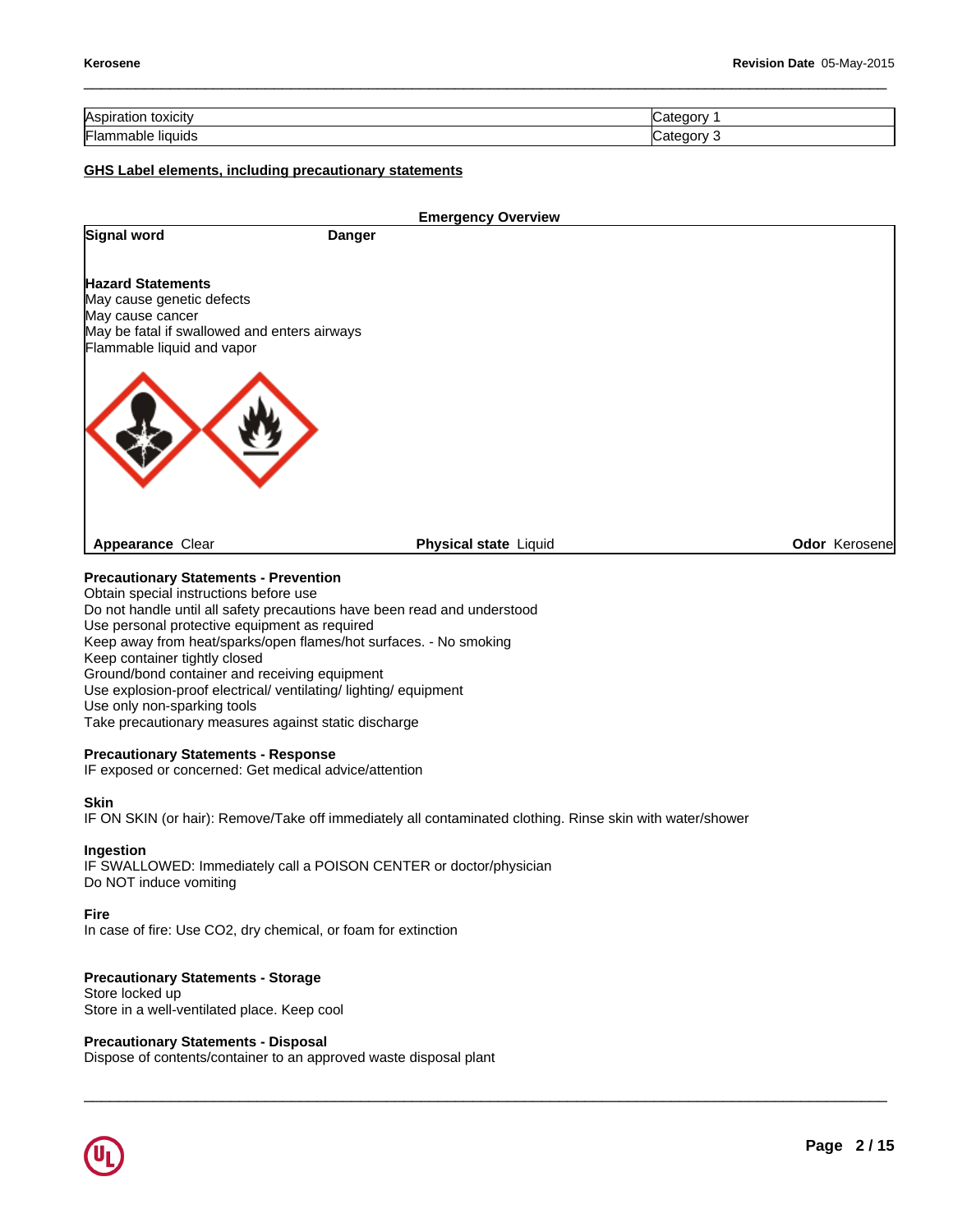| Aspiration toxicity | Category 1 |
|---|---|
| Flammable liquids | Category 3 |

## GHS Label elements, including precautionary statements

**Emergency Overview**

**Signal word** **Danger**

**Hazard Statements**
May cause genetic defects
May cause cancer
May be fatal if swallowed and enters airways
Flammable liquid and vapor

**Appearance** Clear **Physical state** Liquid **Odor** Kerosene

**Precautionary Statements - Prevention**
Obtain special instructions before use
Do not handle until all safety precautions have been read and understood
Use personal protective equipment as required
Keep away from heat/sparks/open flames/hot surfaces. - No smoking
Keep container tightly closed
Ground/bond container and receiving equipment
Use explosion-proof electrical/ ventilating/ lighting/ equipment
Use only non-sparking tools
Take precautionary measures against static discharge

**Precautionary Statements - Response**
IF exposed or concerned: Get medical advice/attention

**Skin**
IF ON SKIN (or hair): Remove/Take off immediately all contaminated clothing. Rinse skin with water/shower

**Ingestion**
IF SWALLOWED: Immediately call a POISON CENTER or doctor/physician
Do NOT induce vomiting

**Fire**
In case of fire: Use $CO_2$, dry chemical, or foam for extinction

**Precautionary Statements - Storage**
Store locked up
Store in a well-ventilated place. Keep cool

**Precautionary Statements - Disposal**
Dispose of contents/container to an approved waste disposal plant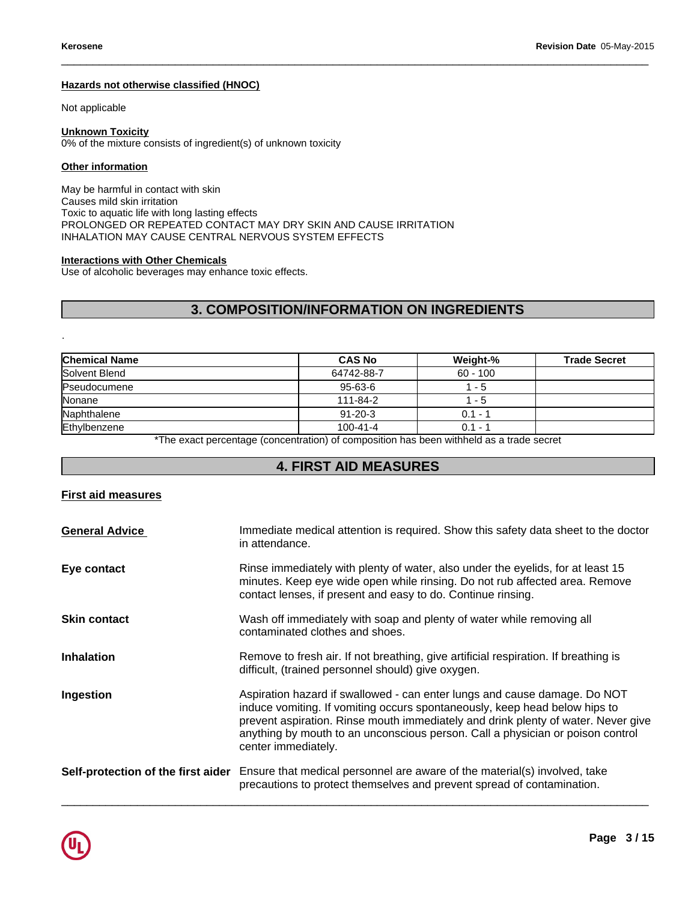### Hazards not otherwise classified (HNOC)

Not applicable

### Unknown Toxicity

0% of the mixture consists of ingredient(s) of unknown toxicity

### Other information

May be harmful in contact with skin
Causes mild skin irritation
Toxic to aquatic life with long lasting effects
PROLONGED OR REPEATED CONTACT MAY DRY SKIN AND CAUSE IRRITATION
INHALATION MAY CAUSE CENTRAL NERVOUS SYSTEM EFFECTS

### Interactions with Other Chemicals

Use of alcoholic beverages may enhance toxic effects.

## 3. COMPOSITION/INFORMATION ON INGREDIENTS

.

| Chemical Name | CAS No | Weight-% | Trade Secret |
|---|---|---|---|
| Solvent Blend | 64742-88-7 | 60 - 100 | |
| Pseudocumene | 95-63-6 | 1 - 5 | |
| Nonane | 111-84-2 | 1 - 5 | |
| Naphthalene | 91-20-3 | 0.1 - 1 | |
| Ethylbenzene | 100-41-4 | 0.1 - 1 | |

*The exact percentage (concentration) of composition has been withheld as a trade secret

## 4. FIRST AID MEASURES

### First aid measures

**General Advice** Immediate medical attention is required. Show this safety data sheet to the doctor in attendance.

**Eye contact** Rinse immediately with plenty of water, also under the eyelids, for at least 15 minutes. Keep eye wide open while rinsing. Do not rub affected area. Remove contact lenses, if present and easy to do. Continue rinsing.

**Skin contact** Wash off immediately with soap and plenty of water while removing all contaminated clothes and shoes.

**Inhalation** Remove to fresh air. If not breathing, give artificial respiration. If breathing is difficult, (trained personnel should) give oxygen.

**Ingestion** Aspiration hazard if swallowed - can enter lungs and cause damage. Do NOT induce vomiting. If vomiting occurs spontaneously, keep head below hips to prevent aspiration. Rinse mouth immediately and drink plenty of water. Never give anything by mouth to an unconscious person. Call a physician or poison control center immediately.

**Self-protection of the first aider** Ensure that medical personnel are aware of the material(s) involved, take precautions to protect themselves and prevent spread of contamination.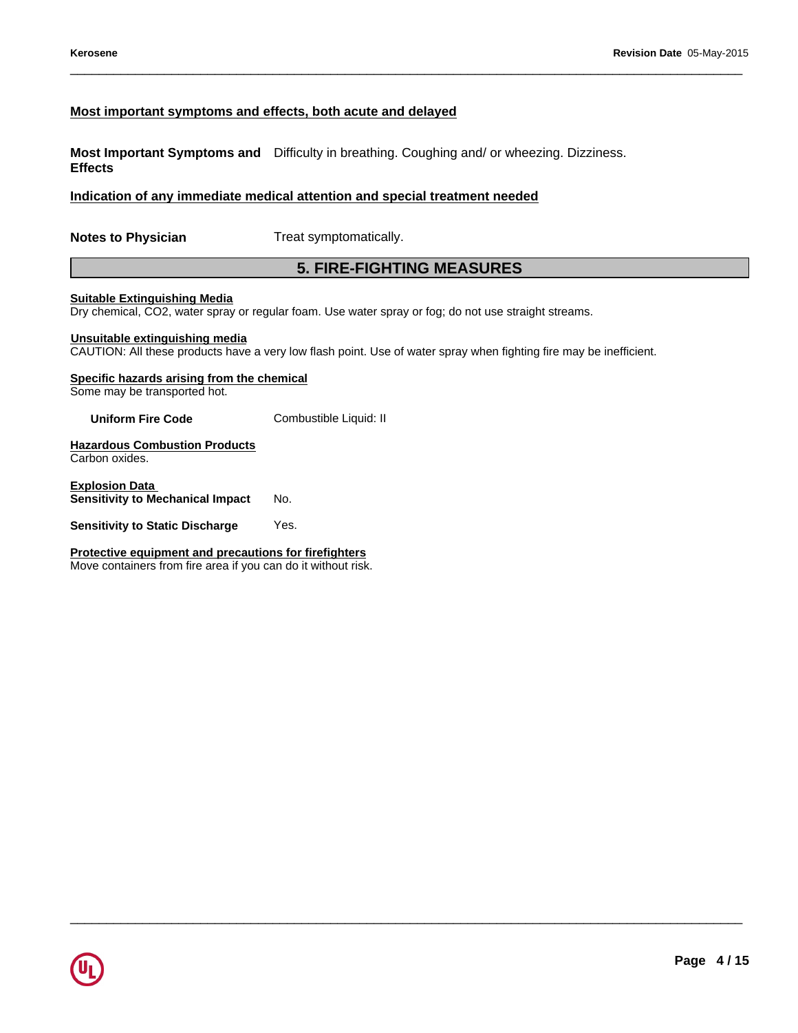### Most important symptoms and effects, both acute and delayed

**Most Important Symptoms and Effects** Difficulty in breathing. Coughing and/ or wheezing. Dizziness.

### Indication of any immediate medical attention and special treatment needed

**Notes to Physician** Treat symptomatically.

## 5. FIRE-FIGHTING MEASURES

**Suitable Extinguishing Media**
Dry chemical, $CO_2$, water spray or regular foam. Use water spray or fog; do not use straight streams.

**Unsuitable extinguishing media**
CAUTION: All these products have a very low flash point. Use of water spray when fighting fire may be inefficient.

**Specific hazards arising from the chemical**
Some may be transported hot.

**Uniform Fire Code** Combustible Liquid: II

**Hazardous Combustion Products**
Carbon oxides.

**Explosion Data**
**Sensitivity to Mechanical Impact** No.

**Sensitivity to Static Discharge** Yes.

**Protective equipment and precautions for firefighters**
Move containers from fire area if you can do it without risk.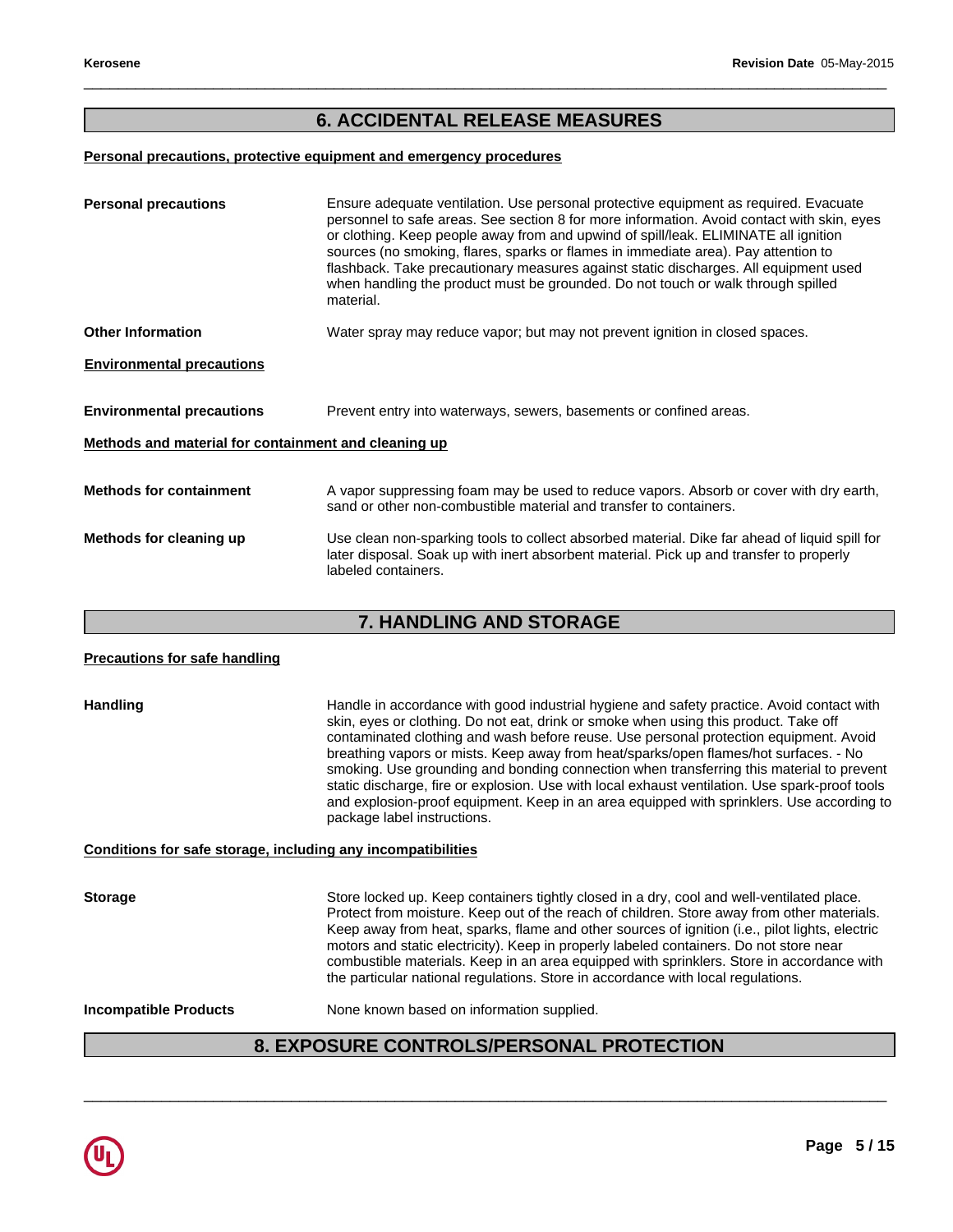## 6. ACCIDENTAL RELEASE MEASURES

**Personal precautions, protective equipment and emergency procedures**

**Personal precautions**
Ensure adequate ventilation. Use personal protective equipment as required. Evacuate personnel to safe areas. See section 8 for more information. Avoid contact with skin, eyes or clothing. Keep people away from and upwind of spill/leak. ELIMINATE all ignition sources (no smoking, flares, sparks or flames in immediate area). Pay attention to flashback. Take precautionary measures against static discharges. All equipment used when handling the product must be grounded. Do not touch or walk through spilled material.

**Other Information**
Water spray may reduce vapor; but may not prevent ignition in closed spaces.

**Environmental precautions**

**Environmental precautions**
Prevent entry into waterways, sewers, basements or confined areas.

**Methods and material for containment and cleaning up**

**Methods for containment**
A vapor suppressing foam may be used to reduce vapors. Absorb or cover with dry earth, sand or other non-combustible material and transfer to containers.

**Methods for cleaning up**
Use clean non-sparking tools to collect absorbed material. Dike far ahead of liquid spill for later disposal. Soak up with inert absorbent material. Pick up and transfer to properly labeled containers.

## 7. HANDLING AND STORAGE

**Precautions for safe handling**

**Handling**
Handle in accordance with good industrial hygiene and safety practice. Avoid contact with skin, eyes or clothing. Do not eat, drink or smoke when using this product. Take off contaminated clothing and wash before reuse. Use personal protection equipment. Avoid breathing vapors or mists. Keep away from heat/sparks/open flames/hot surfaces. - No smoking. Use grounding and bonding connection when transferring this material to prevent static discharge, fire or explosion. Use with local exhaust ventilation. Use spark-proof tools and explosion-proof equipment. Keep in an area equipped with sprinklers. Use according to package label instructions.

**Conditions for safe storage, including any incompatibilities**

**Storage**
Store locked up. Keep containers tightly closed in a dry, cool and well-ventilated place. Protect from moisture. Keep out of the reach of children. Store away from other materials. Keep away from heat, sparks, flame and other sources of ignition (i.e., pilot lights, electric motors and static electricity). Keep in properly labeled containers. Do not store near combustible materials. Keep in an area equipped with sprinklers. Store in accordance with the particular national regulations. Store in accordance with local regulations.

**Incompatible Products**
None known based on information supplied.

## 8. EXPOSURE CONTROLS/PERSONAL PROTECTION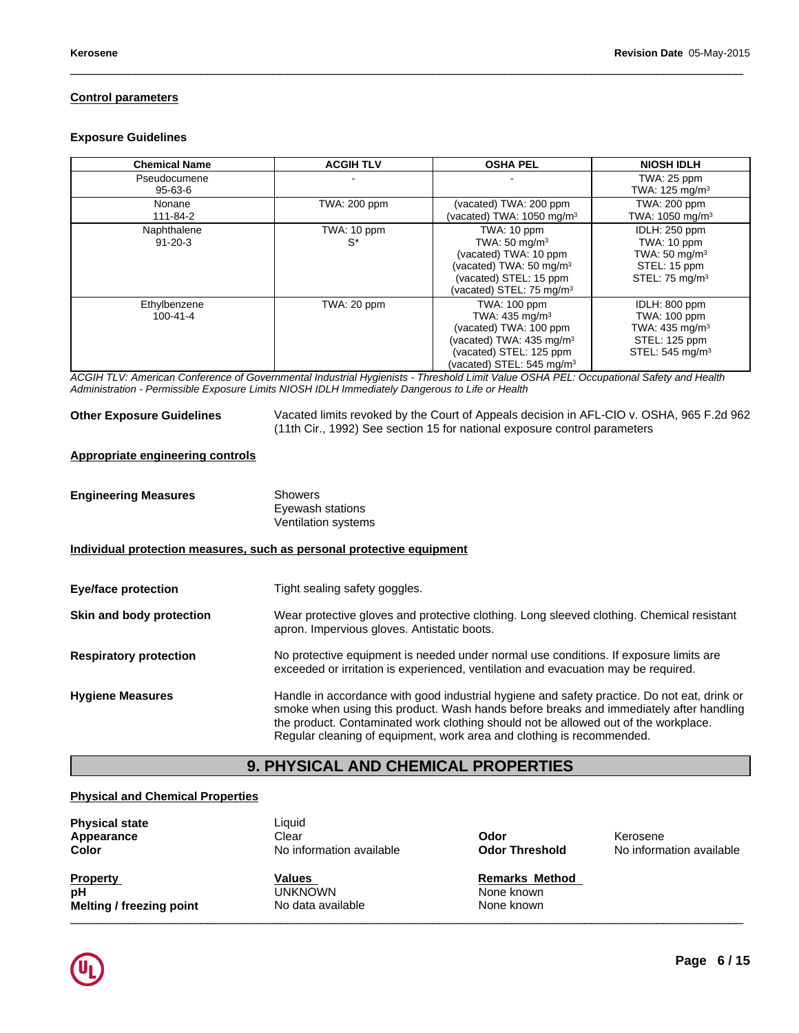#### Control parameters

##### Exposure Guidelines

| Chemical Name | ACGIH TLV | OSHA PEL | NIOSH IDLH |
|---|---|---|---|
| Pseudocumene<br>95-63-6 | - | - | TWA: 25 ppm<br>TWA: 125 mg/m³ |
| Nonane<br>111-84-2 | TWA: 200 ppm | (vacated) TWA: 200 ppm<br>(vacated) TWA: 1050 mg/m³ | TWA: 200 ppm<br>TWA: 1050 mg/m³ |
| Naphthalene<br>91-20-3 | TWA: 10 ppm<br>S* | TWA: 10 ppm<br>TWA: 50 mg/m³<br>(vacated) TWA: 10 ppm<br>(vacated) TWA: 50 mg/m³<br>(vacated) STEL: 15 ppm<br>(vacated) STEL: 75 mg/m³ | IDLH: 250 ppm<br>TWA: 10 ppm<br>TWA: 50 mg/m³<br>STEL: 15 ppm<br>STEL: 75 mg/m³ |
| Ethylbenzene<br>100-41-4 | TWA: 20 ppm | TWA: 100 ppm<br>TWA: 435 mg/m³<br>(vacated) TWA: 100 ppm<br>(vacated) TWA: 435 mg/m³<br>(vacated) STEL: 125 ppm<br>(vacated) STEL: 545 mg/m³ | IDLH: 800 ppm<br>TWA: 100 ppm<br>TWA: 435 mg/m³<br>STEL: 125 ppm<br>STEL: 545 mg/m³ |

*ACGIH TLV: American Conference of Governmental Industrial Hygienists - Threshold Limit Value OSHA PEL: Occupational Safety and Health Administration - Permissible Exposure Limits NIOSH IDLH Immediately Dangerous to Life or Health*

**Other Exposure Guidelines** Vacated limits revoked by the Court of Appeals decision in AFL-CIO v. OSHA, 965 F.2d 962 (11th Cir., 1992) See section 15 for national exposure control parameters

#### Appropriate engineering controls

**Engineering Measures**
Showers
Eyewash stations
Ventilation systems

#### Individual protection measures, such as personal protective equipment

**Eye/face protection** Tight sealing safety goggles.

**Skin and body protection** Wear protective gloves and protective clothing. Long sleeved clothing. Chemical resistant apron. Impervious gloves. Antistatic boots.

**Respiratory protection** No protective equipment is needed under normal use conditions. If exposure limits are exceeded or irritation is experienced, ventilation and evacuation may be required.

**Hygiene Measures** Handle in accordance with good industrial hygiene and safety practice. Do not eat, drink or smoke when using this product. Wash hands before breaks and immediately after handling the product. Contaminated work clothing should not be allowed out of the workplace. Regular cleaning of equipment, work area and clothing is recommended.

## 9. PHYSICAL AND CHEMICAL PROPERTIES

#### Physical and Chemical Properties

**Physical state** Liquid
**Appearance** Clear
**Color** No information available
**Odor** Kerosene
**Odor Threshold** No information available

| Property | Values | Remarks Method |
|---|---|---|
| pH | UNKNOWN | None known |
| Melting / freezing point | No data available | None known |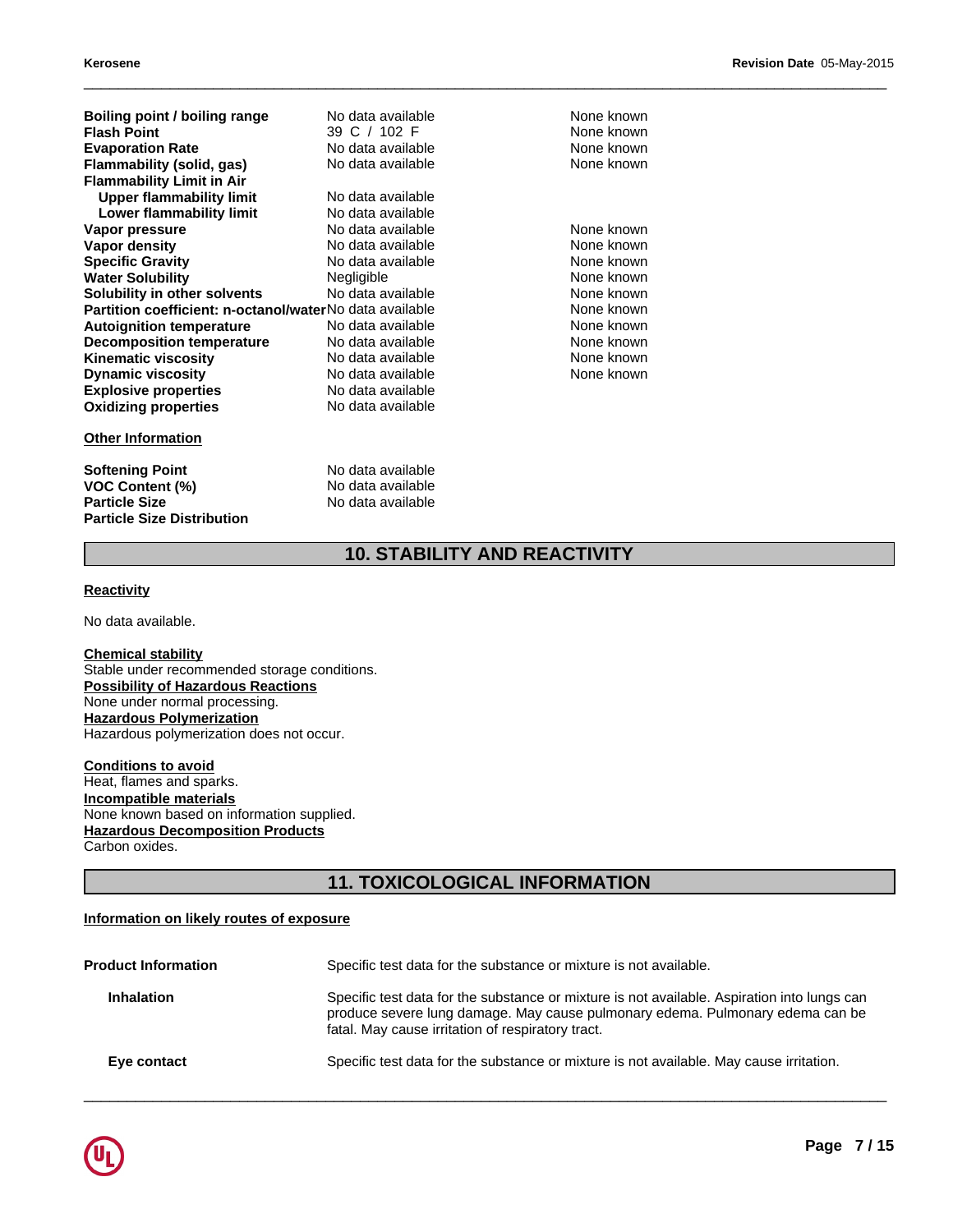| Property | Values | Remarks • Method |
| --- | --- | --- |
| **Boiling point / boiling range** | No data available | None known |
| **Flash Point** | 39 C / 102 F | None known |
| **Evaporation Rate** | No data available | None known |
| **Flammability (solid, gas)** | No data available | None known |
| **Flammability Limit in Air** | | |
| **Upper flammability limit** | No data available | |
| **Lower flammability limit** | No data available | |
| **Vapor pressure** | No data available | None known |
| **Vapor density** | No data available | None known |
| **Specific Gravity** | No data available | None known |
| **Water Solubility** | Negligible | None known |
| **Solubility in other solvents** | No data available | None known |
| **Partition coefficient: n-octanol/water** | No data available | None known |
| **Autoignition temperature** | No data available | None known |
| **Decomposition temperature** | No data available | None known |
| **Kinematic viscosity** | No data available | None known |
| **Dynamic viscosity** | No data available | None known |
| **Explosive properties** | No data available | |
| **Oxidizing properties** | No data available | |

**Other Information**

| | |
| --- | --- |
| **Softening Point** | No data available |
| **VOC Content (%)** | No data available |
| **Particle Size** | No data available |
| **Particle Size Distribution** | |

## 10. STABILITY AND REACTIVITY

**Reactivity**

No data available.

**Chemical stability**
Stable under recommended storage conditions.
**Possibility of Hazardous Reactions**
None under normal processing.
**Hazardous Polymerization**
Hazardous polymerization does not occur.

**Conditions to avoid**
Heat, flames and sparks.
**Incompatible materials**
None known based on information supplied.
**Hazardous Decomposition Products**
Carbon oxides.

## 11. TOXICOLOGICAL INFORMATION

**Information on likely routes of exposure**

**Product Information** — Specific test data for the substance or mixture is not available.

**Inhalation** — Specific test data for the substance or mixture is not available. Aspiration into lungs can produce severe lung damage. May cause pulmonary edema. Pulmonary edema can be fatal. May cause irritation of respiratory tract.

**Eye contact** — Specific test data for the substance or mixture is not available. May cause irritation.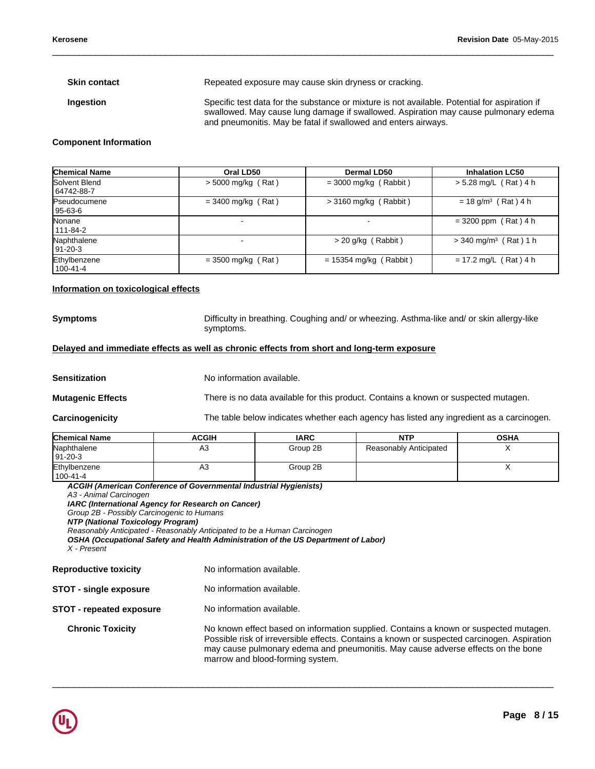**Skin contact** Repeated exposure may cause skin dryness or cracking.

**Ingestion** Specific test data for the substance or mixture is not available. Potential for aspiration if swallowed. May cause lung damage if swallowed. Aspiration may cause pulmonary edema and pneumonitis. May be fatal if swallowed and enters airways.

**Component Information**

| Chemical Name | Oral LD50 | Dermal LD50 | Inhalation LC50 |
|---|---|---|---|
| Solvent Blend 64742-88-7 | > 5000 mg/kg ( Rat ) | = 3000 mg/kg ( Rabbit ) | > 5.28 mg/L ( Rat ) 4 h |
| Pseudocumene 95-63-6 | = 3400 mg/kg ( Rat ) | > 3160 mg/kg ( Rabbit ) | = 18 g/m³ ( Rat ) 4 h |
| Nonane 111-84-2 | - | - | = 3200 ppm ( Rat ) 4 h |
| Naphthalene 91-20-3 | - | > 20 g/kg ( Rabbit ) | > 340 mg/m³ ( Rat ) 1 h |
| Ethylbenzene 100-41-4 | = 3500 mg/kg ( Rat ) | = 15354 mg/kg ( Rabbit ) | = 17.2 mg/L ( Rat ) 4 h |

**Information on toxicological effects**

**Symptoms** Difficulty in breathing. Coughing and/ or wheezing. Asthma-like and/ or skin allergy-like symptoms.

**Delayed and immediate effects as well as chronic effects from short and long-term exposure**

**Sensitization** No information available.

**Mutagenic Effects** There is no data available for this product. Contains a known or suspected mutagen.

**Carcinogenicity** The table below indicates whether each agency has listed any ingredient as a carcinogen.

| Chemical Name | ACGIH | IARC | NTP | OSHA |
|---|---|---|---|---|
| Naphthalene 91-20-3 | A3 | Group 2B | Reasonably Anticipated | X |
| Ethylbenzene 100-41-4 | A3 | Group 2B | | X |

***ACGIH (American Conference of Governmental Industrial Hygienists)***
*A3 - Animal Carcinogen*
***IARC (International Agency for Research on Cancer)***
*Group 2B - Possibly Carcinogenic to Humans*
***NTP (National Toxicology Program)***
*Reasonably Anticipated - Reasonably Anticipated to be a Human Carcinogen*
***OSHA (Occupational Safety and Health Administration of the US Department of Labor)***
*X - Present*

**Reproductive toxicity** No information available.

**STOT - single exposure** No information available.

**STOT - repeated exposure** No information available.

**Chronic Toxicity** No known effect based on information supplied. Contains a known or suspected mutagen. Possible risk of irreversible effects. Contains a known or suspected carcinogen. Aspiration may cause pulmonary edema and pneumonitis. May cause adverse effects on the bone marrow and blood-forming system.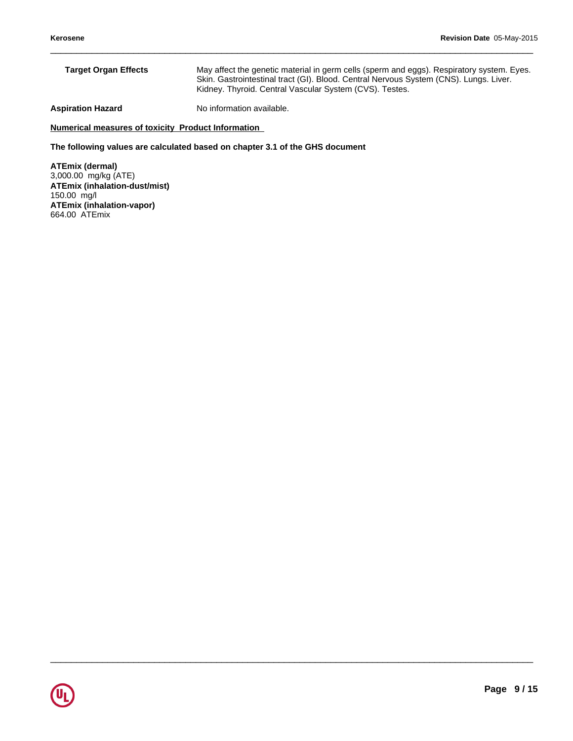**Target Organ Effects** May affect the genetic material in germ cells (sperm and eggs). Respiratory system. Eyes. Skin. Gastrointestinal tract (GI). Blood. Central Nervous System (CNS). Lungs. Liver. Kidney. Thyroid. Central Vascular System (CVS). Testes.

**Aspiration Hazard** No information available.

**Numerical measures of toxicity Product Information**

**The following values are calculated based on chapter 3.1 of the GHS document**

**ATEmix (dermal)**
3,000.00 mg/kg (ATE)
**ATEmix (inhalation-dust/mist)**
150.00 mg/l
**ATEmix (inhalation-vapor)**
664.00 ATEmix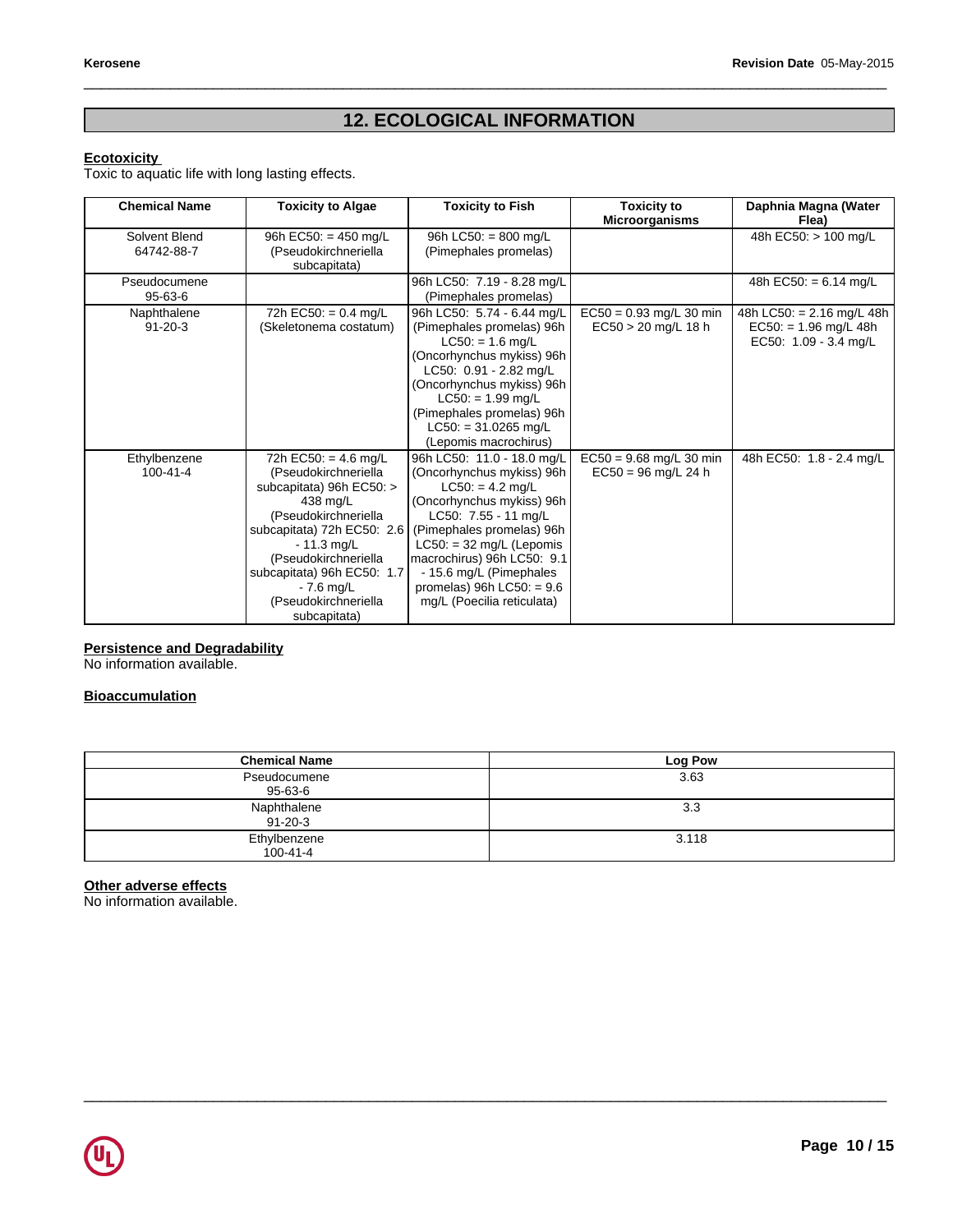## 12. ECOLOGICAL INFORMATION

**Ecotoxicity**

Toxic to aquatic life with long lasting effects.

| Chemical Name | Toxicity to Algae | Toxicity to Fish | Toxicity to Microorganisms | Daphnia Magna (Water Flea) |
|---|---|---|---|---|
| Solvent Blend 64742-88-7 | 96h EC50: = 450 mg/L (Pseudokirchneriella subcapitata) | 96h LC50: = 800 mg/L (Pimephales promelas) | | 48h EC50: > 100 mg/L |
| Pseudocumene 95-63-6 | | 96h LC50: 7.19 - 8.28 mg/L (Pimephales promelas) | | 48h EC50: = 6.14 mg/L |
| Naphthalene 91-20-3 | 72h EC50: = 0.4 mg/L (Skeletonema costatum) | 96h LC50: 5.74 - 6.44 mg/L (Pimephales promelas) 96h LC50: = 1.6 mg/L (Oncorhynchus mykiss) 96h LC50: 0.91 - 2.82 mg/L (Oncorhynchus mykiss) 96h LC50: = 1.99 mg/L (Pimephales promelas) 96h LC50: = 31.0265 mg/L (Lepomis macrochirus) | EC50 = 0.93 mg/L 30 min EC50 > 20 mg/L 18 h | 48h LC50: = 2.16 mg/L 48h EC50: = 1.96 mg/L 48h EC50: 1.09 - 3.4 mg/L |
| Ethylbenzene 100-41-4 | 72h EC50: = 4.6 mg/L (Pseudokirchneriella subcapitata) 96h EC50: > 438 mg/L (Pseudokirchneriella subcapitata) 72h EC50: 2.6 - 11.3 mg/L (Pseudokirchneriella subcapitata) 96h EC50: 1.7 - 7.6 mg/L (Pseudokirchneriella subcapitata) | 96h LC50: 11.0 - 18.0 mg/L (Oncorhynchus mykiss) 96h LC50: = 4.2 mg/L (Oncorhynchus mykiss) 96h LC50: 7.55 - 11 mg/L (Pimephales promelas) 96h LC50: = 32 mg/L (Lepomis macrochirus) 96h LC50: 9.1 - 15.6 mg/L (Pimephales promelas) 96h LC50: = 9.6 mg/L (Poecilia reticulata) | EC50 = 9.68 mg/L 30 min EC50 = 96 mg/L 24 h | 48h EC50: 1.8 - 2.4 mg/L |

**Persistence and Degradability**

No information available.

**Bioaccumulation**

| Chemical Name | Log Pow |
|---|---|
| Pseudocumene 95-63-6 | 3.63 |
| Naphthalene 91-20-3 | 3.3 |
| Ethylbenzene 100-41-4 | 3.118 |

**Other adverse effects**

No information available.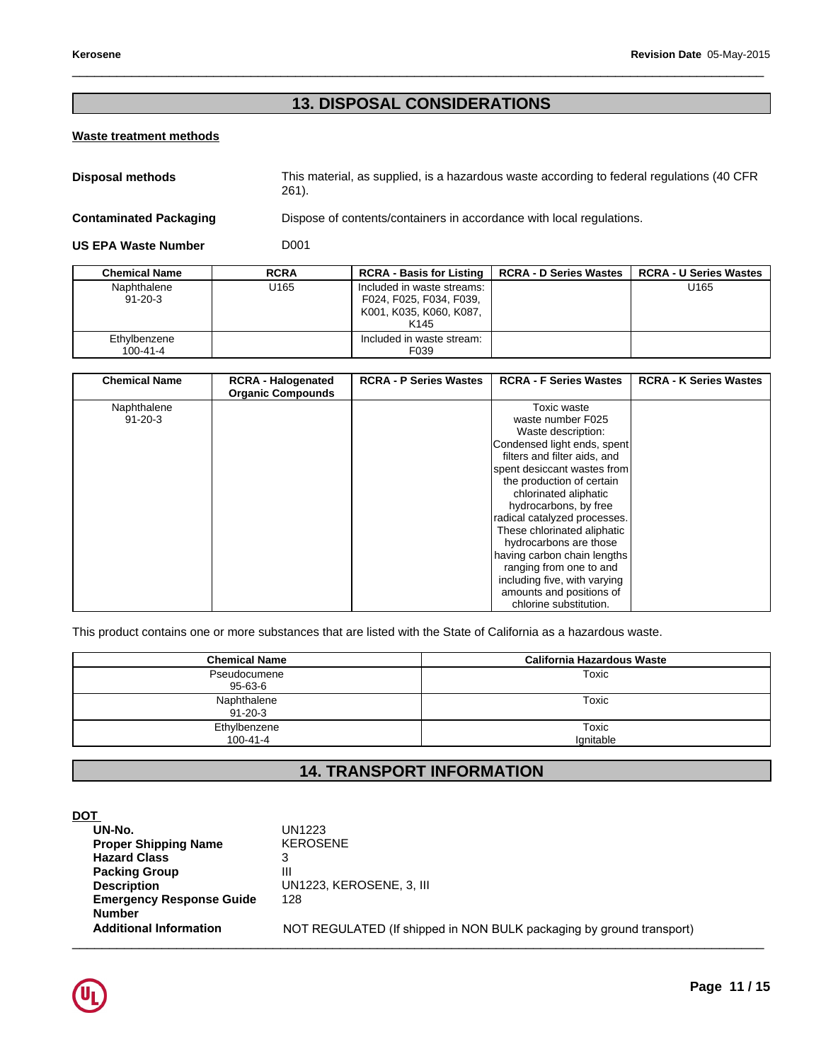## 13. DISPOSAL CONSIDERATIONS

### Waste treatment methods

**Disposal methods** This material, as supplied, is a hazardous waste according to federal regulations (40 CFR 261).

**Contaminated Packaging** Dispose of contents/containers in accordance with local regulations.

**US EPA Waste Number** D001

| Chemical Name | RCRA | RCRA - Basis for Listing | RCRA - D Series Wastes | RCRA - U Series Wastes |
|---|---|---|---|---|
| Naphthalene 91-20-3 | U165 | Included in waste streams: F024, F025, F034, F039, K001, K035, K060, K087, K145 | | U165 |
| Ethylbenzene 100-41-4 | | Included in waste stream: F039 | | |

| Chemical Name | RCRA - Halogenated Organic Compounds | RCRA - P Series Wastes | RCRA - F Series Wastes | RCRA - K Series Wastes |
|---|---|---|---|---|
| Naphthalene 91-20-3 | | | Toxic waste waste number F025 Waste description: Condensed light ends, spent filters and filter aids, and spent desiccant wastes from the production of certain chlorinated aliphatic hydrocarbons, by free radical catalyzed processes. These chlorinated aliphatic hydrocarbons are those having carbon chain lengths ranging from one to and including five, with varying amounts and positions of chlorine substitution. | |

This product contains one or more substances that are listed with the State of California as a hazardous waste.

| Chemical Name | California Hazardous Waste |
|---|---|
| Pseudocumene 95-63-6 | Toxic |
| Naphthalene 91-20-3 | Toxic |
| Ethylbenzene 100-41-4 | Toxic Ignitable |

## 14. TRANSPORT INFORMATION

**DOT**

**UN-No.** UN1223
**Proper Shipping Name** KEROSENE
**Hazard Class** 3
**Packing Group** III
**Description** UN1223, KEROSENE, 3, III
**Emergency Response Guide Number** 128
**Additional Information** NOT REGULATED (If shipped in NON BULK packaging by ground transport)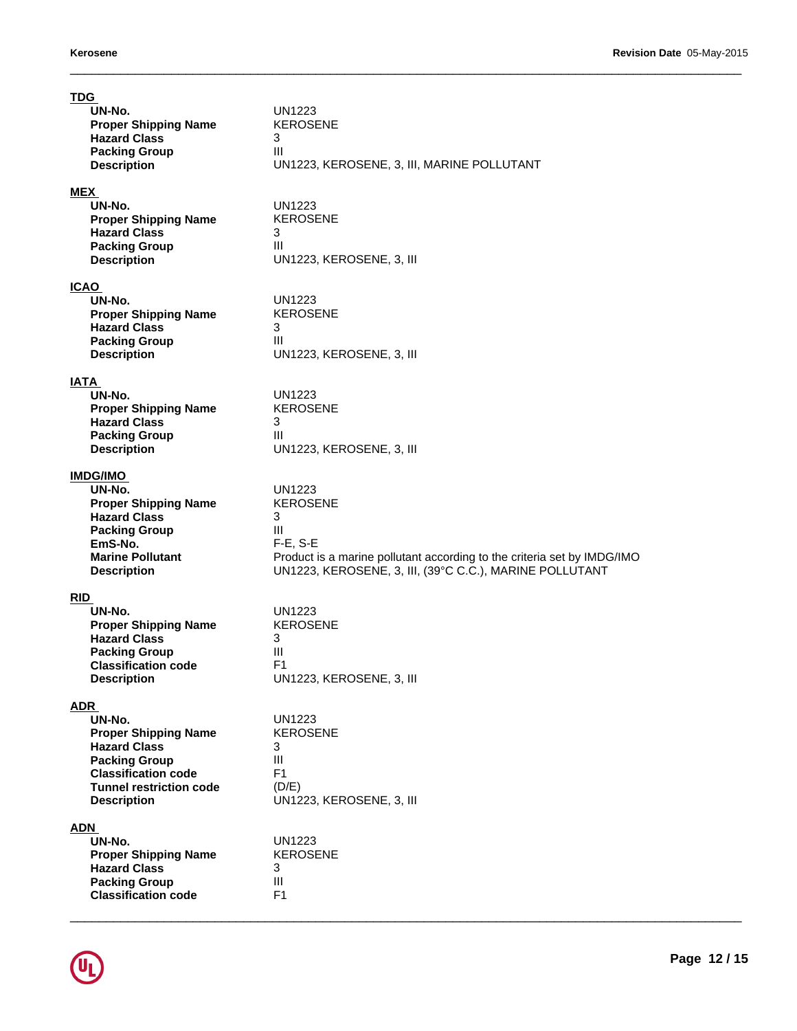**TDG**

| | |
|---|---|
| **UN-No.** | UN1223 |
| **Proper Shipping Name** | KEROSENE |
| **Hazard Class** | 3 |
| **Packing Group** | III |
| **Description** | UN1223, KEROSENE, 3, III, MARINE POLLUTANT |

**MEX**

| | |
|---|---|
| **UN-No.** | UN1223 |
| **Proper Shipping Name** | KEROSENE |
| **Hazard Class** | 3 |
| **Packing Group** | III |
| **Description** | UN1223, KEROSENE, 3, III |

**ICAO**

| | |
|---|---|
| **UN-No.** | UN1223 |
| **Proper Shipping Name** | KEROSENE |
| **Hazard Class** | 3 |
| **Packing Group** | III |
| **Description** | UN1223, KEROSENE, 3, III |

**IATA**

| | |
|---|---|
| **UN-No.** | UN1223 |
| **Proper Shipping Name** | KEROSENE |
| **Hazard Class** | 3 |
| **Packing Group** | III |
| **Description** | UN1223, KEROSENE, 3, III |

**IMDG/IMO**

| | |
|---|---|
| **UN-No.** | UN1223 |
| **Proper Shipping Name** | KEROSENE |
| **Hazard Class** | 3 |
| **Packing Group** | III |
| **EmS-No.** | F-E, S-E |
| **Marine Pollutant** | Product is a marine pollutant according to the criteria set by IMDG/IMO |
| **Description** | UN1223, KEROSENE, 3, III, (39°C C.C.), MARINE POLLUTANT |

**RID**

| | |
|---|---|
| **UN-No.** | UN1223 |
| **Proper Shipping Name** | KEROSENE |
| **Hazard Class** | 3 |
| **Packing Group** | III |
| **Classification code** | F1 |
| **Description** | UN1223, KEROSENE, 3, III |

**ADR**

| | |
|---|---|
| **UN-No.** | UN1223 |
| **Proper Shipping Name** | KEROSENE |
| **Hazard Class** | 3 |
| **Packing Group** | III |
| **Classification code** | F1 |
| **Tunnel restriction code** | (D/E) |
| **Description** | UN1223, KEROSENE, 3, III |

**ADN**

| | |
|---|---|
| **UN-No.** | UN1223 |
| **Proper Shipping Name** | KEROSENE |
| **Hazard Class** | 3 |
| **Packing Group** | III |
| **Classification code** | F1 |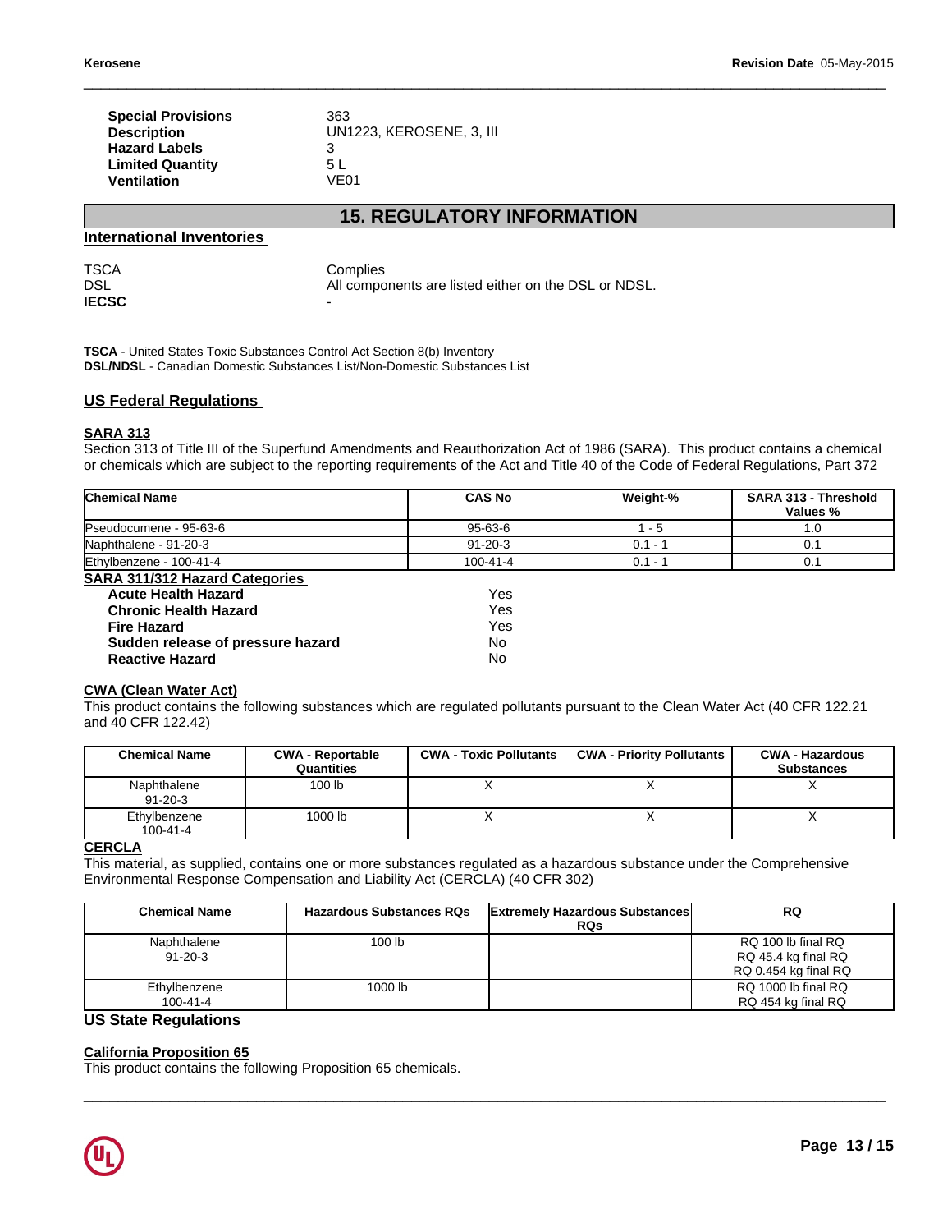| | |
|---|---|
| **Special Provisions** | 363 |
| **Description** | UN1223, KEROSENE, 3, III |
| **Hazard Labels** | 3 |
| **Limited Quantity** | 5 L |
| **Ventilation** | VE01 |

## 15. REGULATORY INFORMATION

### International Inventories

| | |
|---|---|
| TSCA | Complies |
| DSL | All components are listed either on the DSL or NDSL. |
| **IECSC** | - |

**TSCA** - United States Toxic Substances Control Act Section 8(b) Inventory
**DSL/NDSL** - Canadian Domestic Substances List/Non-Domestic Substances List

### US Federal Regulations

**SARA 313**

Section 313 of Title III of the Superfund Amendments and Reauthorization Act of 1986 (SARA). This product contains a chemical or chemicals which are subject to the reporting requirements of the Act and Title 40 of the Code of Federal Regulations, Part 372

| Chemical Name | CAS No | Weight-% | SARA 313 - Threshold Values % |
|---|---|---|---|
| Pseudocumene - 95-63-6 | 95-63-6 | 1 - 5 | 1.0 |
| Naphthalene - 91-20-3 | 91-20-3 | 0.1 - 1 | 0.1 |
| Ethylbenzene - 100-41-4 | 100-41-4 | 0.1 - 1 | 0.1 |

**SARA 311/312 Hazard Categories**

| | |
|---|---|
| **Acute Health Hazard** | Yes |
| **Chronic Health Hazard** | Yes |
| **Fire Hazard** | Yes |
| **Sudden release of pressure hazard** | No |
| **Reactive Hazard** | No |

**CWA (Clean Water Act)**

This product contains the following substances which are regulated pollutants pursuant to the Clean Water Act (40 CFR 122.21 and 40 CFR 122.42)

| Chemical Name | CWA - Reportable Quantities | CWA - Toxic Pollutants | CWA - Priority Pollutants | CWA - Hazardous Substances |
|---|---|---|---|---|
| Naphthalene 91-20-3 | 100 lb | X | X | X |
| Ethylbenzene 100-41-4 | 1000 lb | X | X | X |

**CERCLA**

This material, as supplied, contains one or more substances regulated as a hazardous substance under the Comprehensive Environmental Response Compensation and Liability Act (CERCLA) (40 CFR 302)

| Chemical Name | Hazardous Substances RQs | Extremely Hazardous Substances RQs | RQ |
|---|---|---|---|
| Naphthalene 91-20-3 | 100 lb | | RQ 100 lb final RQ<br>RQ 45.4 kg final RQ<br>RQ 0.454 kg final RQ |
| Ethylbenzene 100-41-4 | 1000 lb | | RQ 1000 lb final RQ<br>RQ 454 kg final RQ |

### US State Regulations

**California Proposition 65**

This product contains the following Proposition 65 chemicals.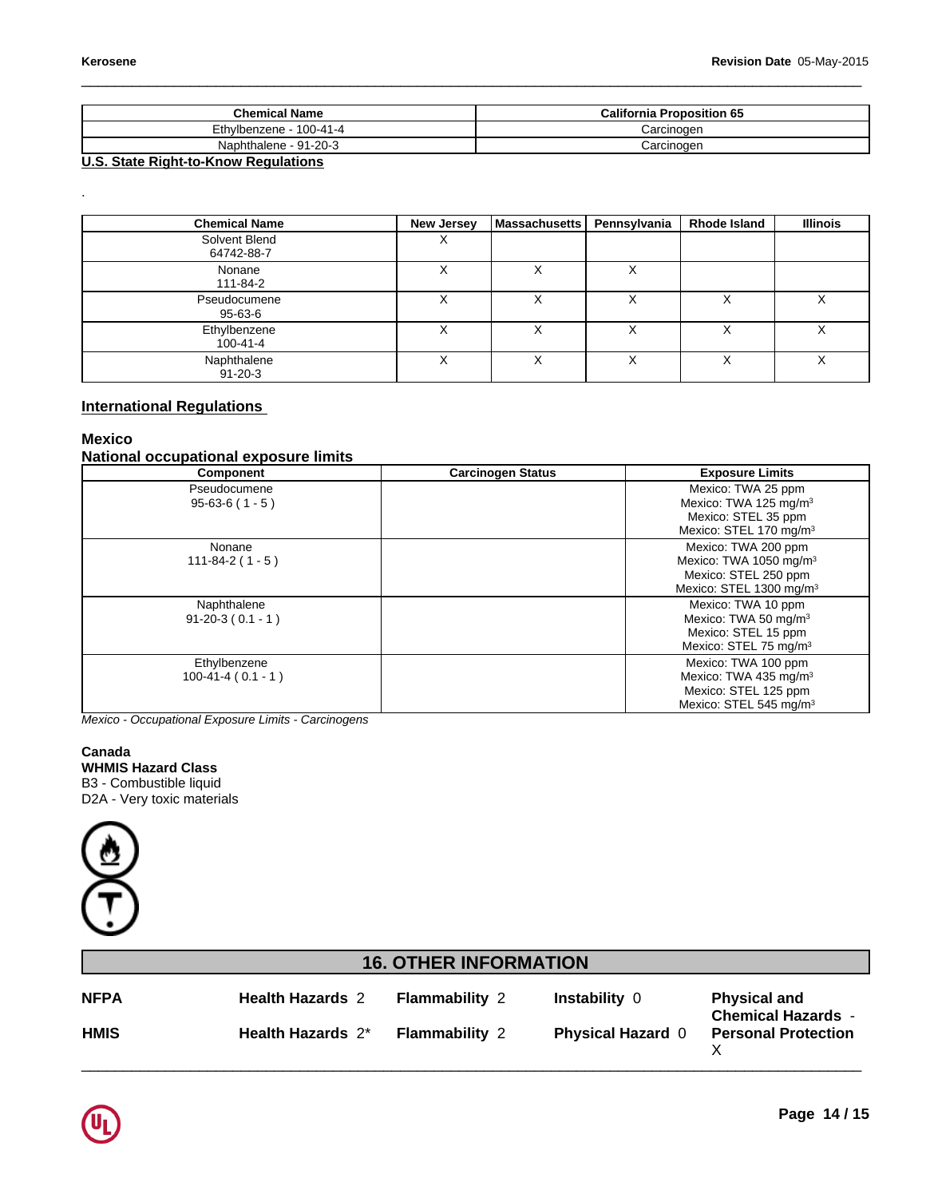| Chemical Name | California Proposition 65 |
| --- | --- |
| Ethylbenzene - 100-41-4 | Carcinogen |
| Naphthalene - 91-20-3 | Carcinogen |

**U.S. State Right-to-Know Regulations**

.

| Chemical Name | New Jersey | Massachusetts | Pennsylvania | Rhode Island | Illinois |
| --- | --- | --- | --- | --- | --- |
| Solvent Blend 64742-88-7 | X | | | | |
| Nonane 111-84-2 | X | X | X | | |
| Pseudocumene 95-63-6 | X | X | X | X | X |
| Ethylbenzene 100-41-4 | X | X | X | X | X |
| Naphthalene 91-20-3 | X | X | X | X | X |

**International Regulations**

**Mexico**

**National occupational exposure limits**

| Component | Carcinogen Status | Exposure Limits |
| --- | --- | --- |
| Pseudocumene 95-63-6 ( 1 - 5 ) | | Mexico: TWA 25 ppm<br>Mexico: TWA 125 mg/m³<br>Mexico: STEL 35 ppm<br>Mexico: STEL 170 mg/m³ |
| Nonane 111-84-2 ( 1 - 5 ) | | Mexico: TWA 200 ppm<br>Mexico: TWA 1050 mg/m³<br>Mexico: STEL 250 ppm<br>Mexico: STEL 1300 mg/m³ |
| Naphthalene 91-20-3 ( 0.1 - 1 ) | | Mexico: TWA 10 ppm<br>Mexico: TWA 50 mg/m³<br>Mexico: STEL 15 ppm<br>Mexico: STEL 75 mg/m³ |
| Ethylbenzene 100-41-4 ( 0.1 - 1 ) | | Mexico: TWA 100 ppm<br>Mexico: TWA 435 mg/m³<br>Mexico: STEL 125 ppm<br>Mexico: STEL 545 mg/m³ |

*Mexico - Occupational Exposure Limits - Carcinogens*

**Canada**

**WHMIS Hazard Class**

B3 - Combustible liquid

D2A - Very toxic materials

## 16. OTHER INFORMATION

| | | | | |
| --- | --- | --- | --- | --- |
| **NFPA** | **Health Hazards** 2 | **Flammability** 2 | **Instability** 0 | **Physical and Chemical Hazards** - |
| **HMIS** | **Health Hazards** 2* | **Flammability** 2 | **Physical Hazard** 0 | **Personal Protection** X |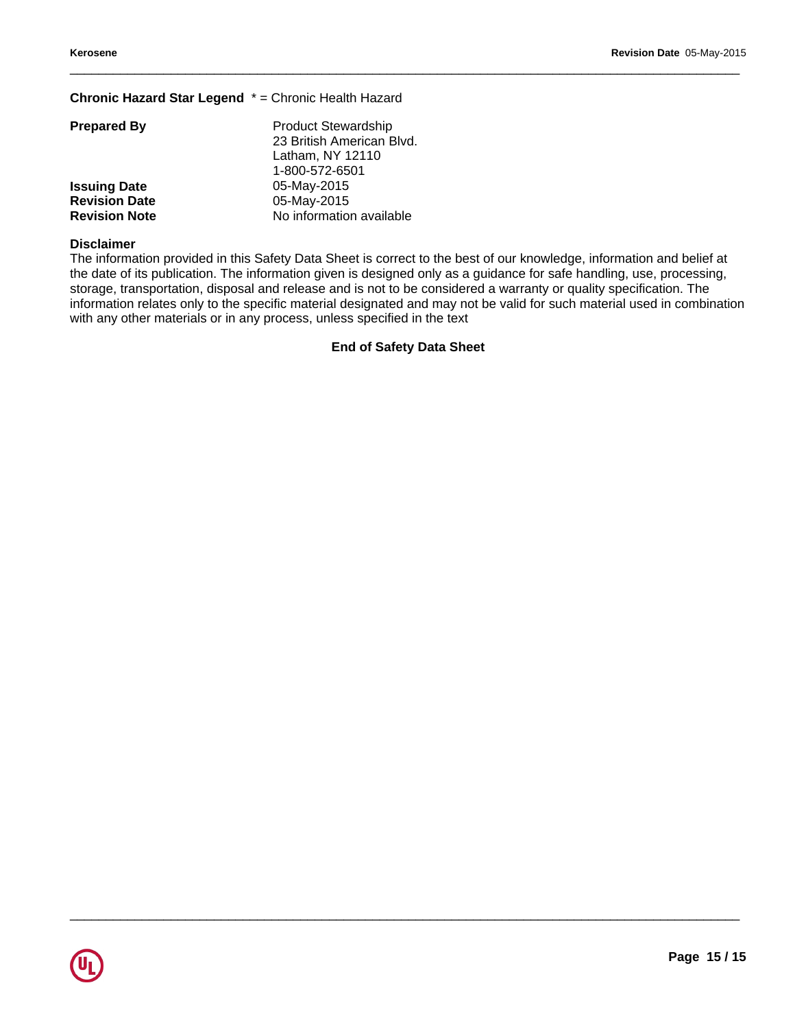**Chronic Hazard Star Legend** * = Chronic Health Hazard

| | |
|---|---|
| **Prepared By** | Product Stewardship<br>23 British American Blvd.<br>Latham, NY 12110<br>1-800-572-6501 |
| **Issuing Date** | 05-May-2015 |
| **Revision Date** | 05-May-2015 |
| **Revision Note** | No information available |

**Disclaimer**

The information provided in this Safety Data Sheet is correct to the best of our knowledge, information and belief at the date of its publication. The information given is designed only as a guidance for safe handling, use, processing, storage, transportation, disposal and release and is not to be considered a warranty or quality specification. The information relates only to the specific material designated and may not be valid for such material used in combination with any other materials or in any process, unless specified in the text

**End of Safety Data Sheet**